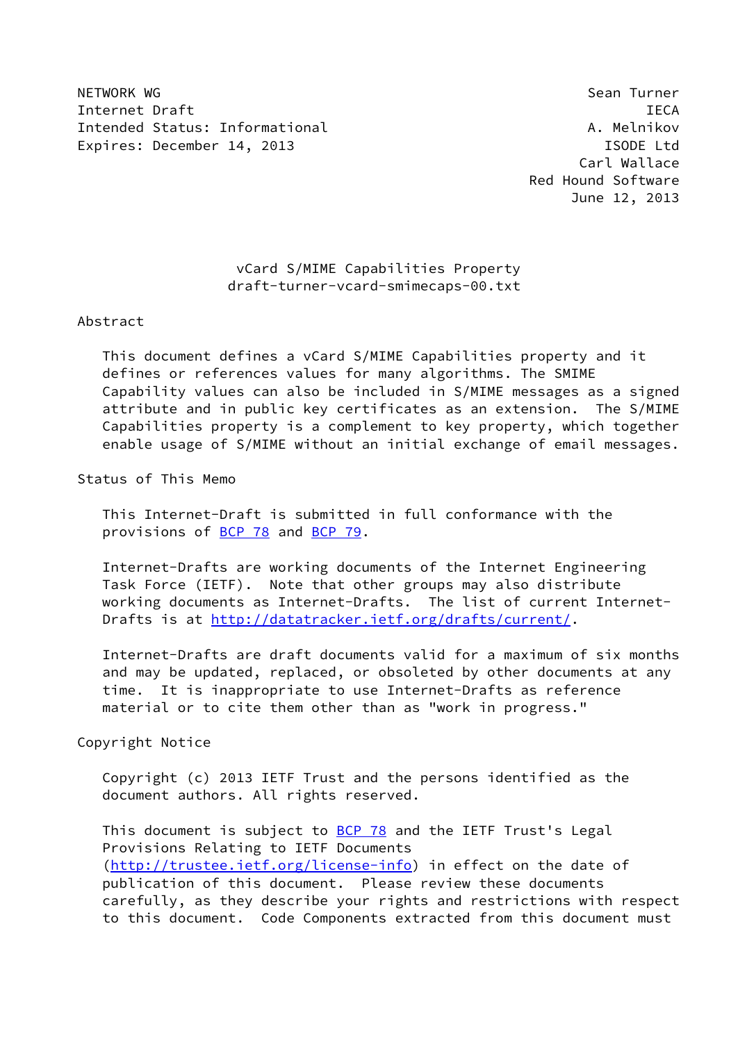NETWORK WG Sean Turner
Internet Draft IECA
Intended Status: Informational A. Melnikov
Expires: December 14, 2013 ISODE Ltd
Carl Wallace
Red Hound Software
June 12, 2013

# vCard S/MIME Capabilities Property
draft-turner-vcard-smimecaps-00.txt

## Abstract

This document defines a vCard S/MIME Capabilities property and it defines or references values for many algorithms. The SMIME Capability values can also be included in S/MIME messages as a signed attribute and in public key certificates as an extension. The S/MIME Capabilities property is a complement to key property, which together enable usage of S/MIME without an initial exchange of email messages.

## Status of This Memo

This Internet-Draft is submitted in full conformance with the provisions of BCP 78 and BCP 79.

Internet-Drafts are working documents of the Internet Engineering Task Force (IETF). Note that other groups may also distribute working documents as Internet-Drafts. The list of current Internet-Drafts is at http://datatracker.ietf.org/drafts/current/.

Internet-Drafts are draft documents valid for a maximum of six months and may be updated, replaced, or obsoleted by other documents at any time. It is inappropriate to use Internet-Drafts as reference material or to cite them other than as "work in progress."

## Copyright Notice

Copyright (c) 2013 IETF Trust and the persons identified as the document authors. All rights reserved.

This document is subject to BCP 78 and the IETF Trust's Legal Provisions Relating to IETF Documents (http://trustee.ietf.org/license-info) in effect on the date of publication of this document. Please review these documents carefully, as they describe your rights and restrictions with respect to this document. Code Components extracted from this document must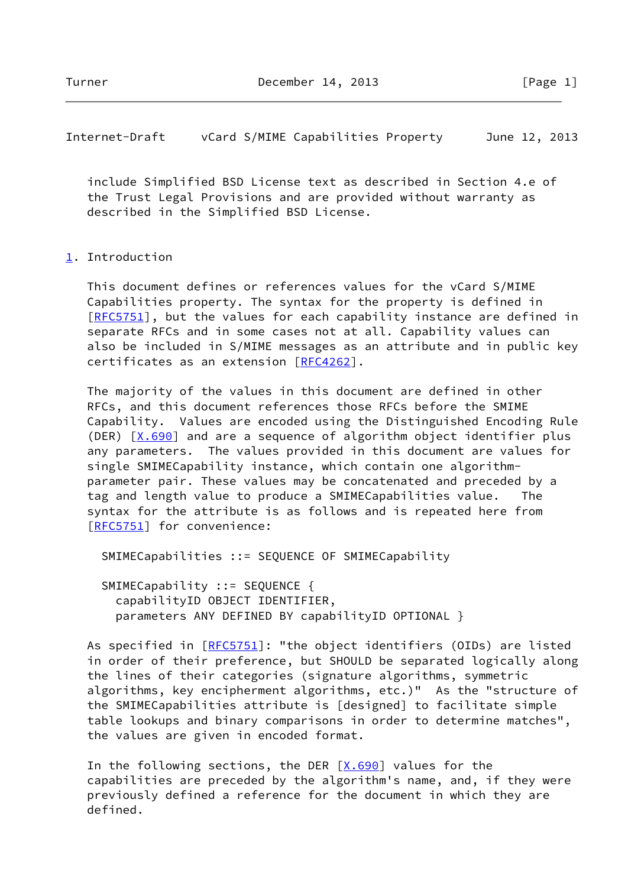include Simplified BSD License text as described in Section 4.e of the Trust Legal Provisions and are provided without warranty as described in the Simplified BSD License.

## 1. Introduction

This document defines or references values for the vCard S/MIME Capabilities property. The syntax for the property is defined in [RFC5751], but the values for each capability instance are defined in separate RFCs and in some cases not at all. Capability values can also be included in S/MIME messages as an attribute and in public key certificates as an extension [RFC4262].

The majority of the values in this document are defined in other RFCs, and this document references those RFCs before the SMIME Capability. Values are encoded using the Distinguished Encoding Rule (DER) [X.690] and are a sequence of algorithm object identifier plus any parameters. The values provided in this document are values for single SMIMECapability instance, which contain one algorithm-parameter pair. These values may be concatenated and preceded by a tag and length value to produce a SMIMECapabilities value. The syntax for the attribute is as follows and is repeated here from [RFC5751] for convenience:

```
SMIMECapabilities ::= SEQUENCE OF SMIMECapability

SMIMECapability ::= SEQUENCE {
  capabilityID OBJECT IDENTIFIER,
  parameters ANY DEFINED BY capabilityID OPTIONAL }
```

As specified in [RFC5751]: "the object identifiers (OIDs) are listed in order of their preference, but SHOULD be separated logically along the lines of their categories (signature algorithms, symmetric algorithms, key encipherment algorithms, etc.)" As the "structure of the SMIMECapabilities attribute is [designed] to facilitate simple table lookups and binary comparisons in order to determine matches", the values are given in encoded format.

In the following sections, the DER [X.690] values for the capabilities are preceded by the algorithm's name, and, if they were previously defined a reference for the document in which they are defined.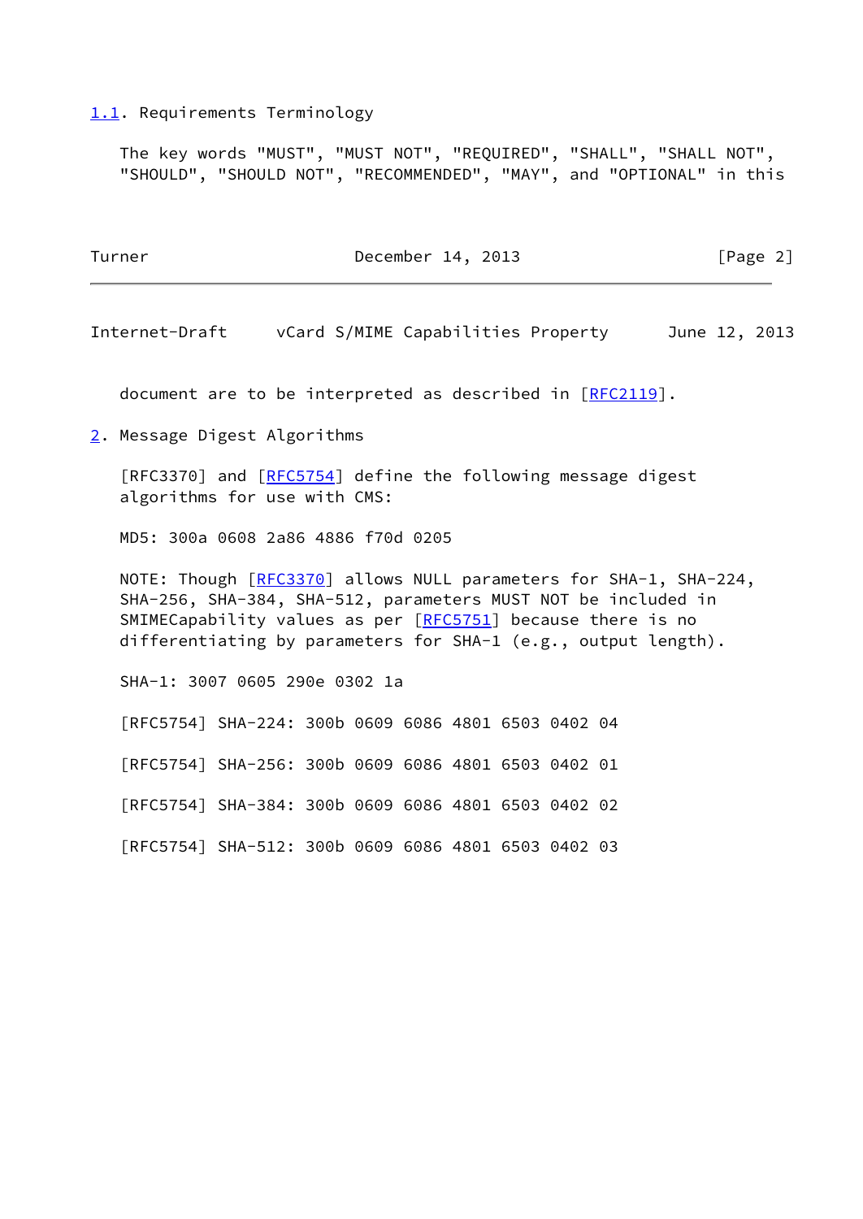## 1.1. Requirements Terminology

The key words "MUST", "MUST NOT", "REQUIRED", "SHALL", "SHALL NOT", "SHOULD", "SHOULD NOT", "RECOMMENDED", "MAY", and "OPTIONAL" in this document are to be interpreted as described in [RFC2119].

# 2. Message Digest Algorithms

[RFC3370] and [RFC5754] define the following message digest algorithms for use with CMS:

MD5: 300a 0608 2a86 4886 f70d 0205

NOTE: Though [RFC3370] allows NULL parameters for SHA-1, SHA-224, SHA-256, SHA-384, SHA-512, parameters MUST NOT be included in SMIMECapability values as per [RFC5751] because there is no differentiating by parameters for SHA-1 (e.g., output length).

SHA-1: 3007 0605 290e 0302 1a

[RFC5754] SHA-224: 300b 0609 6086 4801 6503 0402 04

[RFC5754] SHA-256: 300b 0609 6086 4801 6503 0402 01

[RFC5754] SHA-384: 300b 0609 6086 4801 6503 0402 02

[RFC5754] SHA-512: 300b 0609 6086 4801 6503 0402 03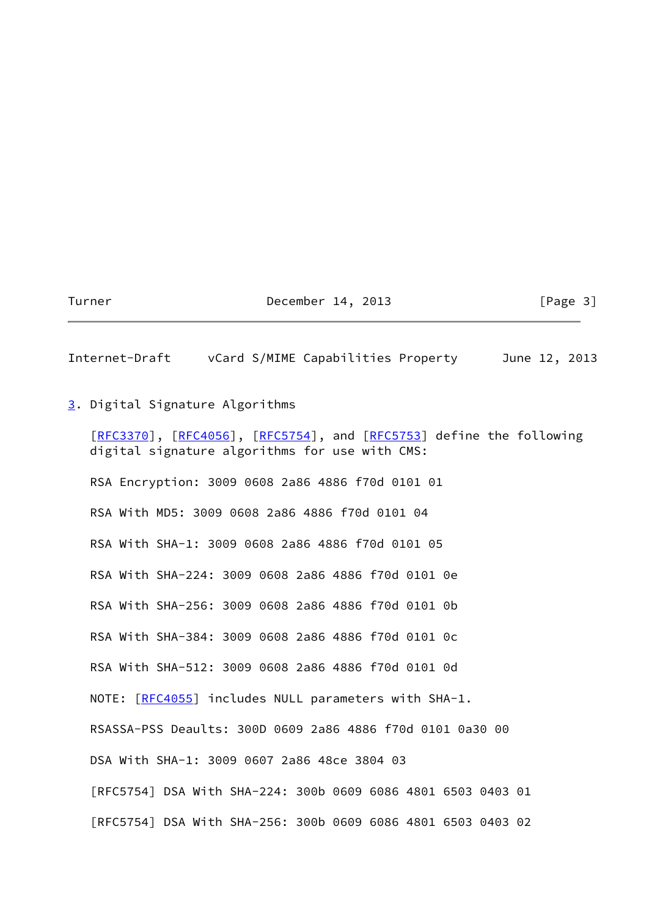## 3. Digital Signature Algorithms

[RFC3370], [RFC4056], [RFC5754], and [RFC5753] define the following digital signature algorithms for use with CMS:

RSA Encryption: 3009 0608 2a86 4886 f70d 0101 01

RSA With MD5: 3009 0608 2a86 4886 f70d 0101 04

RSA With SHA-1: 3009 0608 2a86 4886 f70d 0101 05

RSA With SHA-224: 3009 0608 2a86 4886 f70d 0101 0e

RSA With SHA-256: 3009 0608 2a86 4886 f70d 0101 0b

RSA With SHA-384: 3009 0608 2a86 4886 f70d 0101 0c

RSA With SHA-512: 3009 0608 2a86 4886 f70d 0101 0d

NOTE: [RFC4055] includes NULL parameters with SHA-1.

RSASSA-PSS Deaults: 300D 0609 2a86 4886 f70d 0101 0a30 00

DSA With SHA-1: 3009 0607 2a86 48ce 3804 03

[RFC5754] DSA With SHA-224: 300b 0609 6086 4801 6503 0403 01

[RFC5754] DSA With SHA-256: 300b 0609 6086 4801 6503 0403 02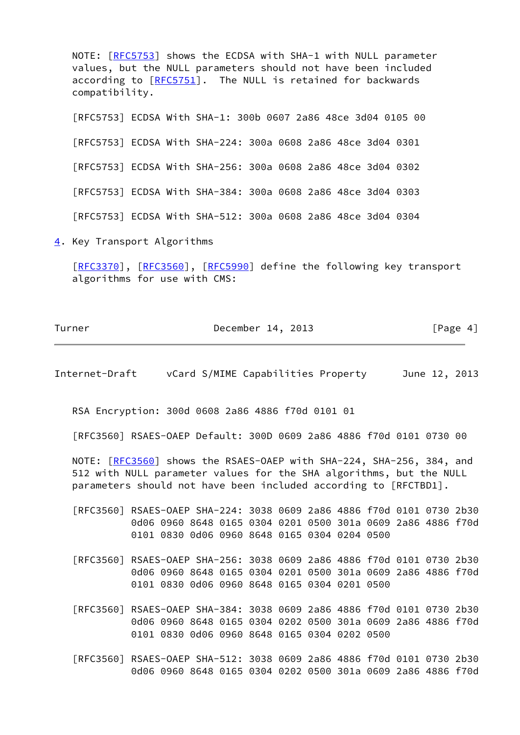NOTE: [RFC5753] shows the ECDSA with SHA-1 with NULL parameter values, but the NULL parameters should not have been included according to [RFC5751]. The NULL is retained for backwards compatibility.

[RFC5753] ECDSA With SHA-1: 300b 0607 2a86 48ce 3d04 0105 00

[RFC5753] ECDSA With SHA-224: 300a 0608 2a86 48ce 3d04 0301

[RFC5753] ECDSA With SHA-256: 300a 0608 2a86 48ce 3d04 0302

[RFC5753] ECDSA With SHA-384: 300a 0608 2a86 48ce 3d04 0303

[RFC5753] ECDSA With SHA-512: 300a 0608 2a86 48ce 3d04 0304

## 4. Key Transport Algorithms

[RFC3370], [RFC3560], [RFC5990] define the following key transport algorithms for use with CMS:

RSA Encryption: 300d 0608 2a86 4886 f70d 0101 01

[RFC3560] RSAES-OAEP Default: 300D 0609 2a86 4886 f70d 0101 0730 00

NOTE: [RFC3560] shows the RSAES-OAEP with SHA-224, SHA-256, 384, and 512 with NULL parameter values for the SHA algorithms, but the NULL parameters should not have been included according to [RFCTBD1].

[RFC3560] RSAES-OAEP SHA-224: 3038 0609 2a86 4886 f70d 0101 0730 2b30 0d06 0960 8648 0165 0304 0201 0500 301a 0609 2a86 4886 f70d 0101 0830 0d06 0960 8648 0165 0304 0204 0500

[RFC3560] RSAES-OAEP SHA-256: 3038 0609 2a86 4886 f70d 0101 0730 2b30 0d06 0960 8648 0165 0304 0201 0500 301a 0609 2a86 4886 f70d 0101 0830 0d06 0960 8648 0165 0304 0201 0500

[RFC3560] RSAES-OAEP SHA-384: 3038 0609 2a86 4886 f70d 0101 0730 2b30 0d06 0960 8648 0165 0304 0202 0500 301a 0609 2a86 4886 f70d 0101 0830 0d06 0960 8648 0165 0304 0202 0500

[RFC3560] RSAES-OAEP SHA-512: 3038 0609 2a86 4886 f70d 0101 0730 2b30 0d06 0960 8648 0165 0304 0202 0500 301a 0609 2a86 4886 f70d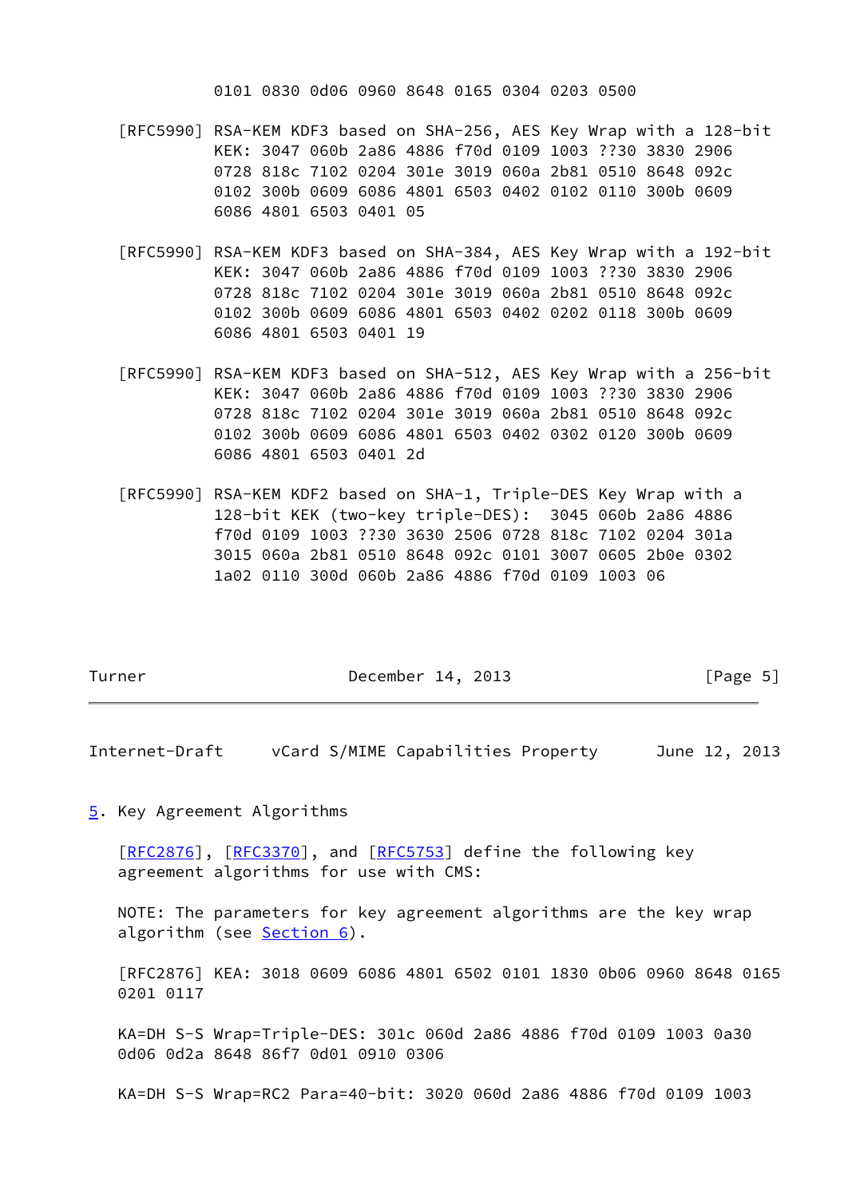0101 0830 0d06 0960 8648 0165 0304 0203 0500

[RFC5990] RSA-KEM KDF3 based on SHA-256, AES Key Wrap with a 128-bit KEK: 3047 060b 2a86 4886 f70d 0109 1003 ??30 3830 2906 0728 818c 7102 0204 301e 3019 060a 2b81 0510 8648 092c 0102 300b 0609 6086 4801 6503 0402 0102 0110 300b 0609 6086 4801 6503 0401 05

[RFC5990] RSA-KEM KDF3 based on SHA-384, AES Key Wrap with a 192-bit KEK: 3047 060b 2a86 4886 f70d 0109 1003 ??30 3830 2906 0728 818c 7102 0204 301e 3019 060a 2b81 0510 8648 092c 0102 300b 0609 6086 4801 6503 0402 0202 0118 300b 0609 6086 4801 6503 0401 19

[RFC5990] RSA-KEM KDF3 based on SHA-512, AES Key Wrap with a 256-bit KEK: 3047 060b 2a86 4886 f70d 0109 1003 ??30 3830 2906 0728 818c 7102 0204 301e 3019 060a 2b81 0510 8648 092c 0102 300b 0609 6086 4801 6503 0402 0302 0120 300b 0609 6086 4801 6503 0401 2d

[RFC5990] RSA-KEM KDF2 based on SHA-1, Triple-DES Key Wrap with a 128-bit KEK (two-key triple-DES): 3045 060b 2a86 4886 f70d 0109 1003 ??30 3630 2506 0728 818c 7102 0204 301a 3015 060a 2b81 0510 8648 092c 0101 3007 0605 2b0e 0302 1a02 0110 300d 060b 2a86 4886 f70d 0109 1003 06

## 5. Key Agreement Algorithms

[RFC2876], [RFC3370], and [RFC5753] define the following key agreement algorithms for use with CMS:

NOTE: The parameters for key agreement algorithms are the key wrap algorithm (see Section 6).

[RFC2876] KEA: 3018 0609 6086 4801 6502 0101 1830 0b06 0960 8648 0165 0201 0117

KA=DH S-S Wrap=Triple-DES: 301c 060d 2a86 4886 f70d 0109 1003 0a30 0d06 0d2a 8648 86f7 0d01 0910 0306

KA=DH S-S Wrap=RC2 Para=40-bit: 3020 060d 2a86 4886 f70d 0109 1003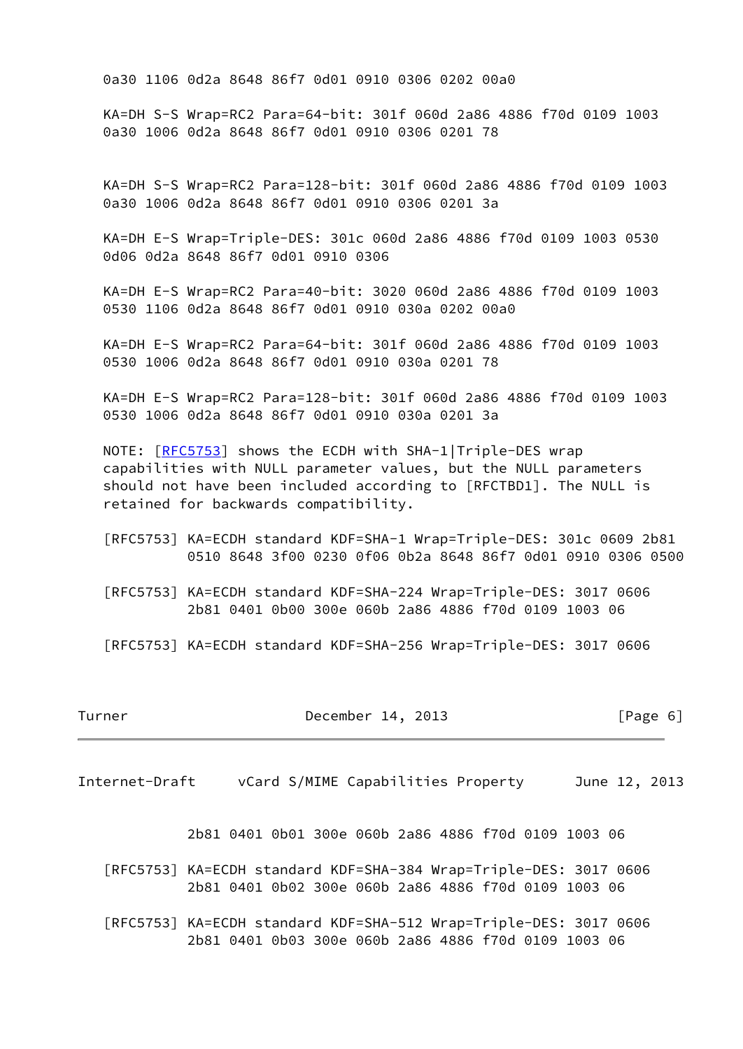0a30 1106 0d2a 8648 86f7 0d01 0910 0306 0202 00a0

KA=DH S-S Wrap=RC2 Para=64-bit: 301f 060d 2a86 4886 f70d 0109 1003 0a30 1006 0d2a 8648 86f7 0d01 0910 0306 0201 78

KA=DH S-S Wrap=RC2 Para=128-bit: 301f 060d 2a86 4886 f70d 0109 1003 0a30 1006 0d2a 8648 86f7 0d01 0910 0306 0201 3a

KA=DH E-S Wrap=Triple-DES: 301c 060d 2a86 4886 f70d 0109 1003 0530 0d06 0d2a 8648 86f7 0d01 0910 0306

KA=DH E-S Wrap=RC2 Para=40-bit: 3020 060d 2a86 4886 f70d 0109 1003 0530 1106 0d2a 8648 86f7 0d01 0910 030a 0202 00a0

KA=DH E-S Wrap=RC2 Para=64-bit: 301f 060d 2a86 4886 f70d 0109 1003 0530 1006 0d2a 8648 86f7 0d01 0910 030a 0201 78

KA=DH E-S Wrap=RC2 Para=128-bit: 301f 060d 2a86 4886 f70d 0109 1003 0530 1006 0d2a 8648 86f7 0d01 0910 030a 0201 3a

NOTE: [RFC5753] shows the ECDH with SHA-1|Triple-DES wrap capabilities with NULL parameter values, but the NULL parameters should not have been included according to [RFCTBD1]. The NULL is retained for backwards compatibility.

[RFC5753] KA=ECDH standard KDF=SHA-1 Wrap=Triple-DES: 301c 0609 2b81 0510 8648 3f00 0230 0f06 0b2a 8648 86f7 0d01 0910 0306 0500

[RFC5753] KA=ECDH standard KDF=SHA-224 Wrap=Triple-DES: 3017 0606 2b81 0401 0b00 300e 060b 2a86 4886 f70d 0109 1003 06

[RFC5753] KA=ECDH standard KDF=SHA-256 Wrap=Triple-DES: 3017 0606 2b81 0401 0b01 300e 060b 2a86 4886 f70d 0109 1003 06

[RFC5753] KA=ECDH standard KDF=SHA-384 Wrap=Triple-DES: 3017 0606 2b81 0401 0b02 300e 060b 2a86 4886 f70d 0109 1003 06

[RFC5753] KA=ECDH standard KDF=SHA-512 Wrap=Triple-DES: 3017 0606 2b81 0401 0b03 300e 060b 2a86 4886 f70d 0109 1003 06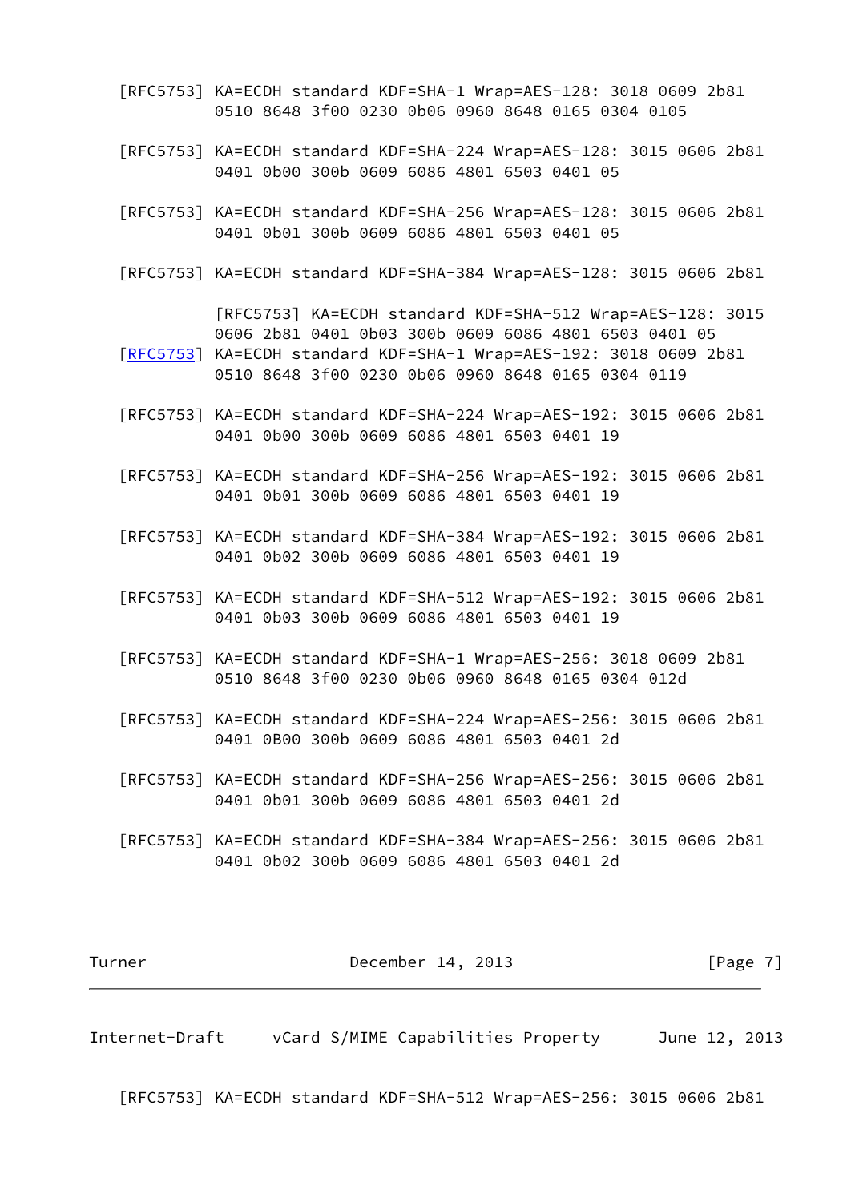[RFC5753] KA=ECDH standard KDF=SHA-1 Wrap=AES-128: 3018 0609 2b81 0510 8648 3f00 0230 0b06 0960 8648 0165 0304 0105

[RFC5753] KA=ECDH standard KDF=SHA-224 Wrap=AES-128: 3015 0606 2b81 0401 0b00 300b 0609 6086 4801 6503 0401 05

[RFC5753] KA=ECDH standard KDF=SHA-256 Wrap=AES-128: 3015 0606 2b81 0401 0b01 300b 0609 6086 4801 6503 0401 05

[RFC5753] KA=ECDH standard KDF=SHA-384 Wrap=AES-128: 3015 0606 2b81

[RFC5753] KA=ECDH standard KDF=SHA-512 Wrap=AES-128: 3015 0606 2b81 0401 0b03 300b 0609 6086 4801 6503 0401 05

[RFC5753] KA=ECDH standard KDF=SHA-1 Wrap=AES-192: 3018 0609 2b81 0510 8648 3f00 0230 0b06 0960 8648 0165 0304 0119

[RFC5753] KA=ECDH standard KDF=SHA-224 Wrap=AES-192: 3015 0606 2b81 0401 0b00 300b 0609 6086 4801 6503 0401 19

[RFC5753] KA=ECDH standard KDF=SHA-256 Wrap=AES-192: 3015 0606 2b81 0401 0b01 300b 0609 6086 4801 6503 0401 19

[RFC5753] KA=ECDH standard KDF=SHA-384 Wrap=AES-192: 3015 0606 2b81 0401 0b02 300b 0609 6086 4801 6503 0401 19

[RFC5753] KA=ECDH standard KDF=SHA-512 Wrap=AES-192: 3015 0606 2b81 0401 0b03 300b 0609 6086 4801 6503 0401 19

[RFC5753] KA=ECDH standard KDF=SHA-1 Wrap=AES-256: 3018 0609 2b81 0510 8648 3f00 0230 0b06 0960 8648 0165 0304 012d

[RFC5753] KA=ECDH standard KDF=SHA-224 Wrap=AES-256: 3015 0606 2b81 0401 0B00 300b 0609 6086 4801 6503 0401 2d

[RFC5753] KA=ECDH standard KDF=SHA-256 Wrap=AES-256: 3015 0606 2b81 0401 0b01 300b 0609 6086 4801 6503 0401 2d

[RFC5753] KA=ECDH standard KDF=SHA-384 Wrap=AES-256: 3015 0606 2b81 0401 0b02 300b 0609 6086 4801 6503 0401 2d

[RFC5753] KA=ECDH standard KDF=SHA-512 Wrap=AES-256: 3015 0606 2b81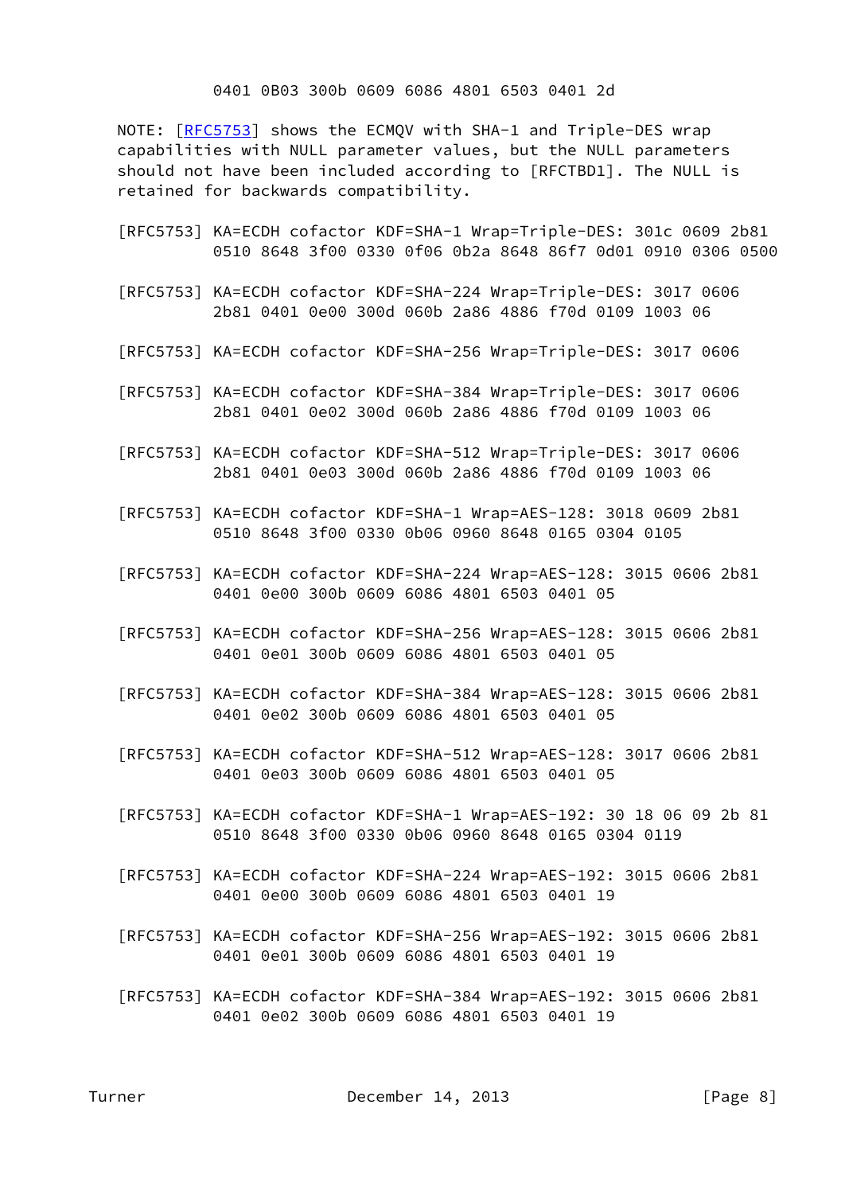0401 0B03 300b 0609 6086 4801 6503 0401 2d

NOTE: [RFC5753] shows the ECMQV with SHA-1 and Triple-DES wrap capabilities with NULL parameter values, but the NULL parameters should not have been included according to [RFCTBD1]. The NULL is retained for backwards compatibility.

[RFC5753] KA=ECDH cofactor KDF=SHA-1 Wrap=Triple-DES: 301c 0609 2b81 0510 8648 3f00 0330 0f06 0b2a 8648 86f7 0d01 0910 0306 0500

[RFC5753] KA=ECDH cofactor KDF=SHA-224 Wrap=Triple-DES: 3017 0606 2b81 0401 0e00 300d 060b 2a86 4886 f70d 0109 1003 06

[RFC5753] KA=ECDH cofactor KDF=SHA-256 Wrap=Triple-DES: 3017 0606

[RFC5753] KA=ECDH cofactor KDF=SHA-384 Wrap=Triple-DES: 3017 0606 2b81 0401 0e02 300d 060b 2a86 4886 f70d 0109 1003 06

[RFC5753] KA=ECDH cofactor KDF=SHA-512 Wrap=Triple-DES: 3017 0606 2b81 0401 0e03 300d 060b 2a86 4886 f70d 0109 1003 06

[RFC5753] KA=ECDH cofactor KDF=SHA-1 Wrap=AES-128: 3018 0609 2b81 0510 8648 3f00 0330 0b06 0960 8648 0165 0304 0105

[RFC5753] KA=ECDH cofactor KDF=SHA-224 Wrap=AES-128: 3015 0606 2b81 0401 0e00 300b 0609 6086 4801 6503 0401 05

[RFC5753] KA=ECDH cofactor KDF=SHA-256 Wrap=AES-128: 3015 0606 2b81 0401 0e01 300b 0609 6086 4801 6503 0401 05

[RFC5753] KA=ECDH cofactor KDF=SHA-384 Wrap=AES-128: 3015 0606 2b81 0401 0e02 300b 0609 6086 4801 6503 0401 05

[RFC5753] KA=ECDH cofactor KDF=SHA-512 Wrap=AES-128: 3017 0606 2b81 0401 0e03 300b 0609 6086 4801 6503 0401 05

[RFC5753] KA=ECDH cofactor KDF=SHA-1 Wrap=AES-192: 30 18 06 09 2b 81 0510 8648 3f00 0330 0b06 0960 8648 0165 0304 0119

[RFC5753] KA=ECDH cofactor KDF=SHA-224 Wrap=AES-192: 3015 0606 2b81 0401 0e00 300b 0609 6086 4801 6503 0401 19

[RFC5753] KA=ECDH cofactor KDF=SHA-256 Wrap=AES-192: 3015 0606 2b81 0401 0e01 300b 0609 6086 4801 6503 0401 19

[RFC5753] KA=ECDH cofactor KDF=SHA-384 Wrap=AES-192: 3015 0606 2b81 0401 0e02 300b 0609 6086 4801 6503 0401 19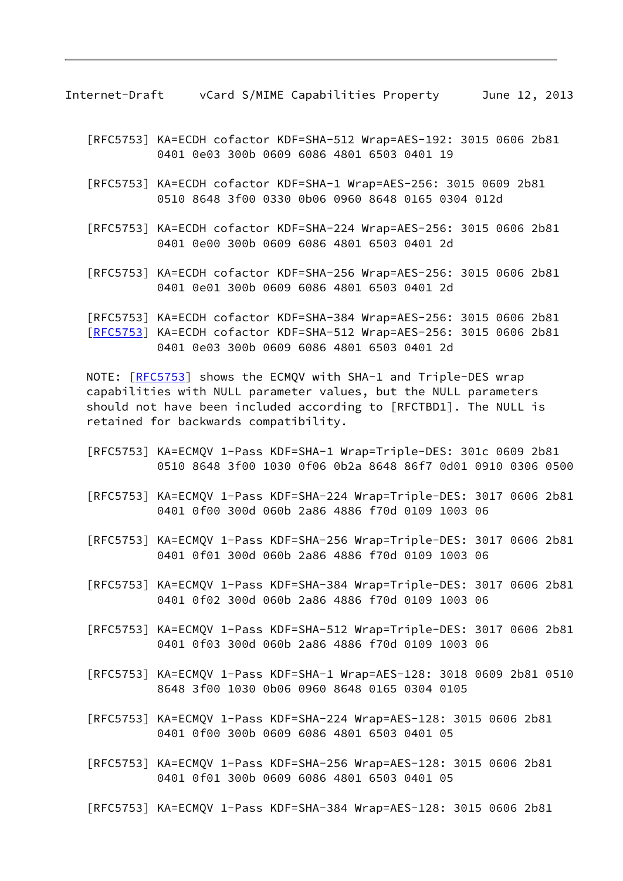[RFC5753] KA=ECDH cofactor KDF=SHA-512 Wrap=AES-192: 3015 0606 2b81 0401 0e03 300b 0609 6086 4801 6503 0401 19

[RFC5753] KA=ECDH cofactor KDF=SHA-1 Wrap=AES-256: 3015 0609 2b81 0510 8648 3f00 0330 0b06 0960 8648 0165 0304 012d

[RFC5753] KA=ECDH cofactor KDF=SHA-224 Wrap=AES-256: 3015 0606 2b81 0401 0e00 300b 0609 6086 4801 6503 0401 2d

[RFC5753] KA=ECDH cofactor KDF=SHA-256 Wrap=AES-256: 3015 0606 2b81 0401 0e01 300b 0609 6086 4801 6503 0401 2d

[RFC5753] KA=ECDH cofactor KDF=SHA-384 Wrap=AES-256: 3015 0606 2b81
[RFC5753] KA=ECDH cofactor KDF=SHA-512 Wrap=AES-256: 3015 0606 2b81 0401 0e03 300b 0609 6086 4801 6503 0401 2d

NOTE: [RFC5753] shows the ECMQV with SHA-1 and Triple-DES wrap capabilities with NULL parameter values, but the NULL parameters should not have been included according to [RFCTBD1]. The NULL is retained for backwards compatibility.

[RFC5753] KA=ECMQV 1-Pass KDF=SHA-1 Wrap=Triple-DES: 301c 0609 2b81 0510 8648 3f00 1030 0f06 0b2a 8648 86f7 0d01 0910 0306 0500

[RFC5753] KA=ECMQV 1-Pass KDF=SHA-224 Wrap=Triple-DES: 3017 0606 2b81 0401 0f00 300d 060b 2a86 4886 f70d 0109 1003 06

[RFC5753] KA=ECMQV 1-Pass KDF=SHA-256 Wrap=Triple-DES: 3017 0606 2b81 0401 0f01 300d 060b 2a86 4886 f70d 0109 1003 06

[RFC5753] KA=ECMQV 1-Pass KDF=SHA-384 Wrap=Triple-DES: 3017 0606 2b81 0401 0f02 300d 060b 2a86 4886 f70d 0109 1003 06

[RFC5753] KA=ECMQV 1-Pass KDF=SHA-512 Wrap=Triple-DES: 3017 0606 2b81 0401 0f03 300d 060b 2a86 4886 f70d 0109 1003 06

[RFC5753] KA=ECMQV 1-Pass KDF=SHA-1 Wrap=AES-128: 3018 0609 2b81 0510 8648 3f00 1030 0b06 0960 8648 0165 0304 0105

[RFC5753] KA=ECMQV 1-Pass KDF=SHA-224 Wrap=AES-128: 3015 0606 2b81 0401 0f00 300b 0609 6086 4801 6503 0401 05

[RFC5753] KA=ECMQV 1-Pass KDF=SHA-256 Wrap=AES-128: 3015 0606 2b81 0401 0f01 300b 0609 6086 4801 6503 0401 05

[RFC5753] KA=ECMQV 1-Pass KDF=SHA-384 Wrap=AES-128: 3015 0606 2b81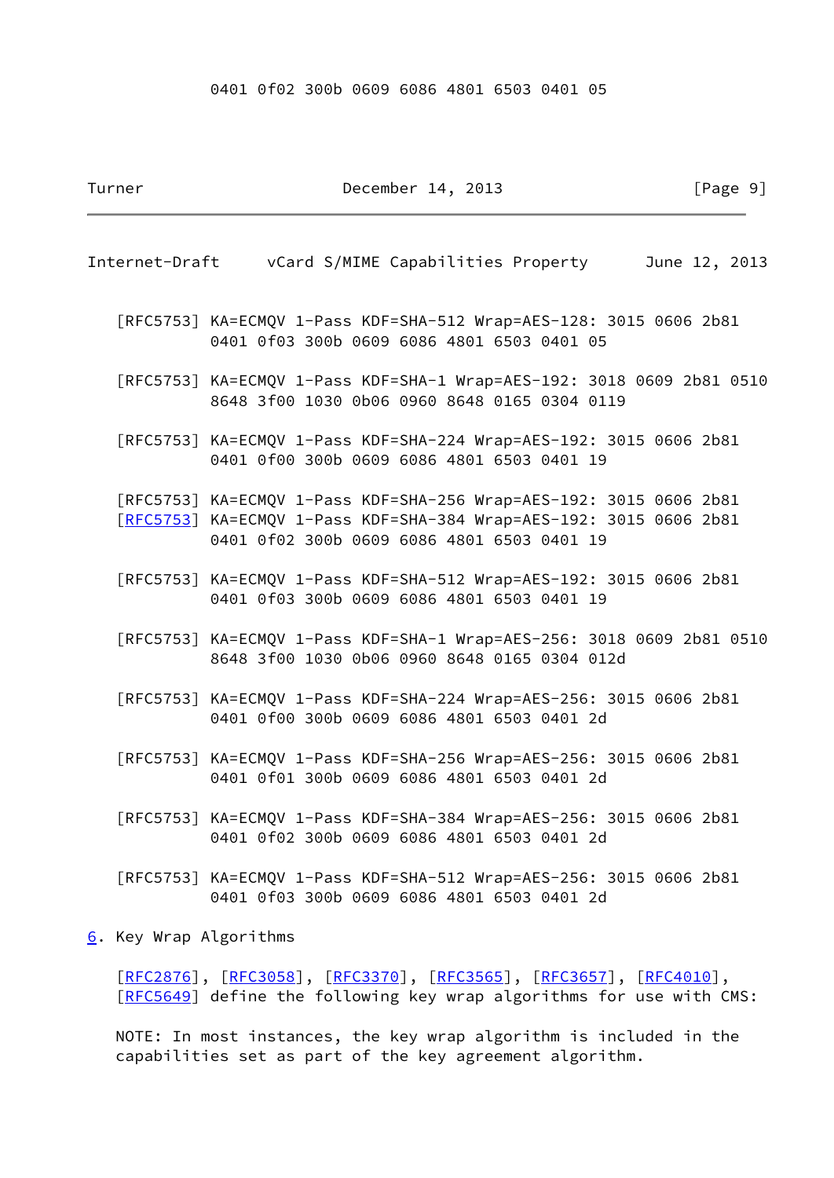0401 0f02 300b 0609 6086 4801 6503 0401 05

[RFC5753] KA=ECMQV 1-Pass KDF=SHA-512 Wrap=AES-128: 3015 0606 2b81 0401 0f03 300b 0609 6086 4801 6503 0401 05

[RFC5753] KA=ECMQV 1-Pass KDF=SHA-1 Wrap=AES-192: 3018 0609 2b81 0510 8648 3f00 1030 0b06 0960 8648 0165 0304 0119

[RFC5753] KA=ECMQV 1-Pass KDF=SHA-224 Wrap=AES-192: 3015 0606 2b81 0401 0f00 300b 0609 6086 4801 6503 0401 19

[RFC5753] KA=ECMQV 1-Pass KDF=SHA-256 Wrap=AES-192: 3015 0606 2b81
[RFC5753] KA=ECMQV 1-Pass KDF=SHA-384 Wrap=AES-192: 3015 0606 2b81 0401 0f02 300b 0609 6086 4801 6503 0401 19

[RFC5753] KA=ECMQV 1-Pass KDF=SHA-512 Wrap=AES-192: 3015 0606 2b81 0401 0f03 300b 0609 6086 4801 6503 0401 19

[RFC5753] KA=ECMQV 1-Pass KDF=SHA-1 Wrap=AES-256: 3018 0609 2b81 0510 8648 3f00 1030 0b06 0960 8648 0165 0304 012d

[RFC5753] KA=ECMQV 1-Pass KDF=SHA-224 Wrap=AES-256: 3015 0606 2b81 0401 0f00 300b 0609 6086 4801 6503 0401 2d

[RFC5753] KA=ECMQV 1-Pass KDF=SHA-256 Wrap=AES-256: 3015 0606 2b81 0401 0f01 300b 0609 6086 4801 6503 0401 2d

[RFC5753] KA=ECMQV 1-Pass KDF=SHA-384 Wrap=AES-256: 3015 0606 2b81 0401 0f02 300b 0609 6086 4801 6503 0401 2d

[RFC5753] KA=ECMQV 1-Pass KDF=SHA-512 Wrap=AES-256: 3015 0606 2b81 0401 0f03 300b 0609 6086 4801 6503 0401 2d

## 6. Key Wrap Algorithms

[RFC2876], [RFC3058], [RFC3370], [RFC3565], [RFC3657], [RFC4010], [RFC5649] define the following key wrap algorithms for use with CMS:

NOTE: In most instances, the key wrap algorithm is included in the capabilities set as part of the key agreement algorithm.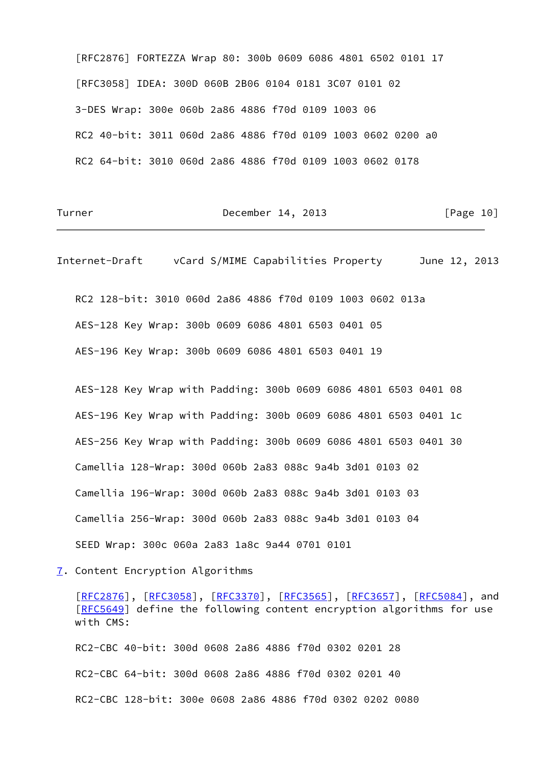[RFC2876] FORTEZZA Wrap 80: 300b 0609 6086 4801 6502 0101 17

[RFC3058] IDEA: 300D 060B 2B06 0104 0181 3C07 0101 02

3-DES Wrap: 300e 060b 2a86 4886 f70d 0109 1003 06

RC2 40-bit: 3011 060d 2a86 4886 f70d 0109 1003 0602 0200 a0

RC2 64-bit: 3010 060d 2a86 4886 f70d 0109 1003 0602 0178

RC2 128-bit: 3010 060d 2a86 4886 f70d 0109 1003 0602 013a

AES-128 Key Wrap: 300b 0609 6086 4801 6503 0401 05

AES-196 Key Wrap: 300b 0609 6086 4801 6503 0401 19

AES-128 Key Wrap with Padding: 300b 0609 6086 4801 6503 0401 08

AES-196 Key Wrap with Padding: 300b 0609 6086 4801 6503 0401 1c

AES-256 Key Wrap with Padding: 300b 0609 6086 4801 6503 0401 30

Camellia 128-Wrap: 300d 060b 2a83 088c 9a4b 3d01 0103 02

Camellia 196-Wrap: 300d 060b 2a83 088c 9a4b 3d01 0103 03

Camellia 256-Wrap: 300d 060b 2a83 088c 9a4b 3d01 0103 04

SEED Wrap: 300c 060a 2a83 1a8c 9a44 0701 0101

## 7. Content Encryption Algorithms

[RFC2876], [RFC3058], [RFC3370], [RFC3565], [RFC3657], [RFC5084], and [RFC5649] define the following content encryption algorithms for use with CMS:

RC2-CBC 40-bit: 300d 0608 2a86 4886 f70d 0302 0201 28

RC2-CBC 64-bit: 300d 0608 2a86 4886 f70d 0302 0201 40

RC2-CBC 128-bit: 300e 0608 2a86 4886 f70d 0302 0202 0080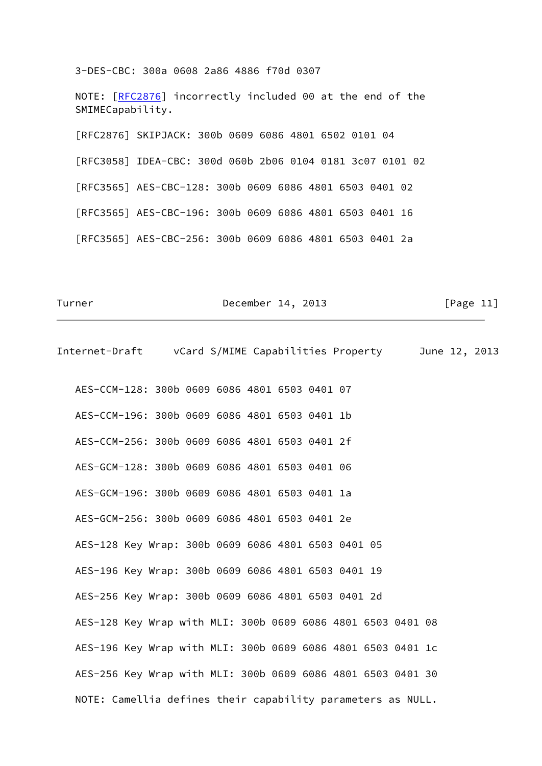3-DES-CBC: 300a 0608 2a86 4886 f70d 0307

NOTE: [RFC2876] incorrectly included 00 at the end of the SMIMECapability.

[RFC2876] SKIPJACK: 300b 0609 6086 4801 6502 0101 04

[RFC3058] IDEA-CBC: 300d 060b 2b06 0104 0181 3c07 0101 02

[RFC3565] AES-CBC-128: 300b 0609 6086 4801 6503 0401 02

[RFC3565] AES-CBC-196: 300b 0609 6086 4801 6503 0401 16

[RFC3565] AES-CBC-256: 300b 0609 6086 4801 6503 0401 2a

AES-CCM-128: 300b 0609 6086 4801 6503 0401 07

AES-CCM-196: 300b 0609 6086 4801 6503 0401 1b

AES-CCM-256: 300b 0609 6086 4801 6503 0401 2f

AES-GCM-128: 300b 0609 6086 4801 6503 0401 06

AES-GCM-196: 300b 0609 6086 4801 6503 0401 1a

AES-GCM-256: 300b 0609 6086 4801 6503 0401 2e

AES-128 Key Wrap: 300b 0609 6086 4801 6503 0401 05

AES-196 Key Wrap: 300b 0609 6086 4801 6503 0401 19

AES-256 Key Wrap: 300b 0609 6086 4801 6503 0401 2d

AES-128 Key Wrap with MLI: 300b 0609 6086 4801 6503 0401 08

AES-196 Key Wrap with MLI: 300b 0609 6086 4801 6503 0401 1c

AES-256 Key Wrap with MLI: 300b 0609 6086 4801 6503 0401 30

NOTE: Camellia defines their capability parameters as NULL.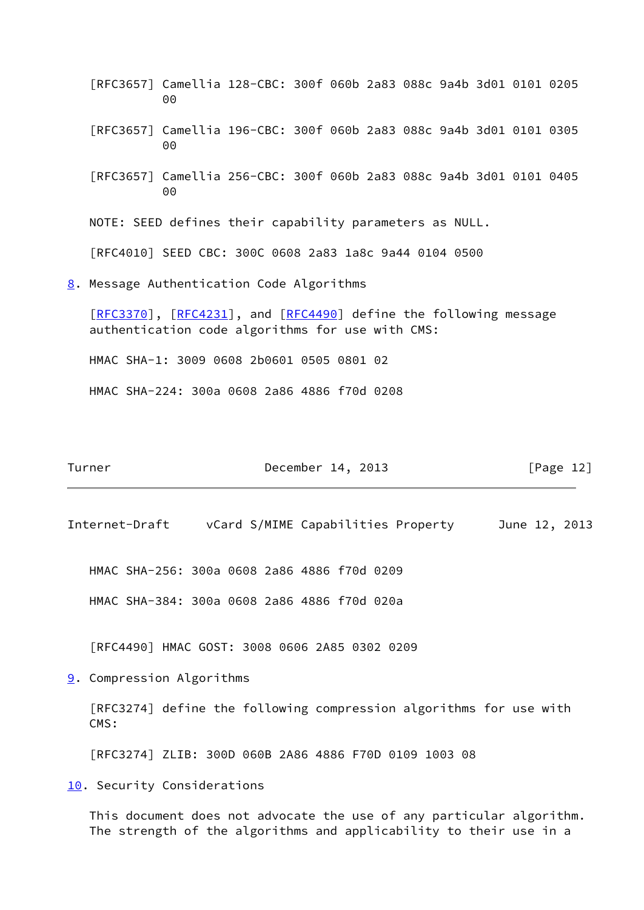[RFC3657] Camellia 128-CBC: 300f 060b 2a83 088c 9a4b 3d01 0101 0205 00

[RFC3657] Camellia 196-CBC: 300f 060b 2a83 088c 9a4b 3d01 0101 0305 00

[RFC3657] Camellia 256-CBC: 300f 060b 2a83 088c 9a4b 3d01 0101 0405 00

NOTE: SEED defines their capability parameters as NULL.

[RFC4010] SEED CBC: 300C 0608 2a83 1a8c 9a44 0104 0500

## 8. Message Authentication Code Algorithms

[RFC3370], [RFC4231], and [RFC4490] define the following message authentication code algorithms for use with CMS:

HMAC SHA-1: 3009 0608 2b0601 0505 0801 02

HMAC SHA-224: 300a 0608 2a86 4886 f70d 0208

HMAC SHA-256: 300a 0608 2a86 4886 f70d 0209

HMAC SHA-384: 300a 0608 2a86 4886 f70d 020a

[RFC4490] HMAC GOST: 3008 0606 2A85 0302 0209

## 9. Compression Algorithms

[RFC3274] define the following compression algorithms for use with CMS:

[RFC3274] ZLIB: 300D 060B 2A86 4886 F70D 0109 1003 08

## 10. Security Considerations

This document does not advocate the use of any particular algorithm. The strength of the algorithms and applicability to their use in a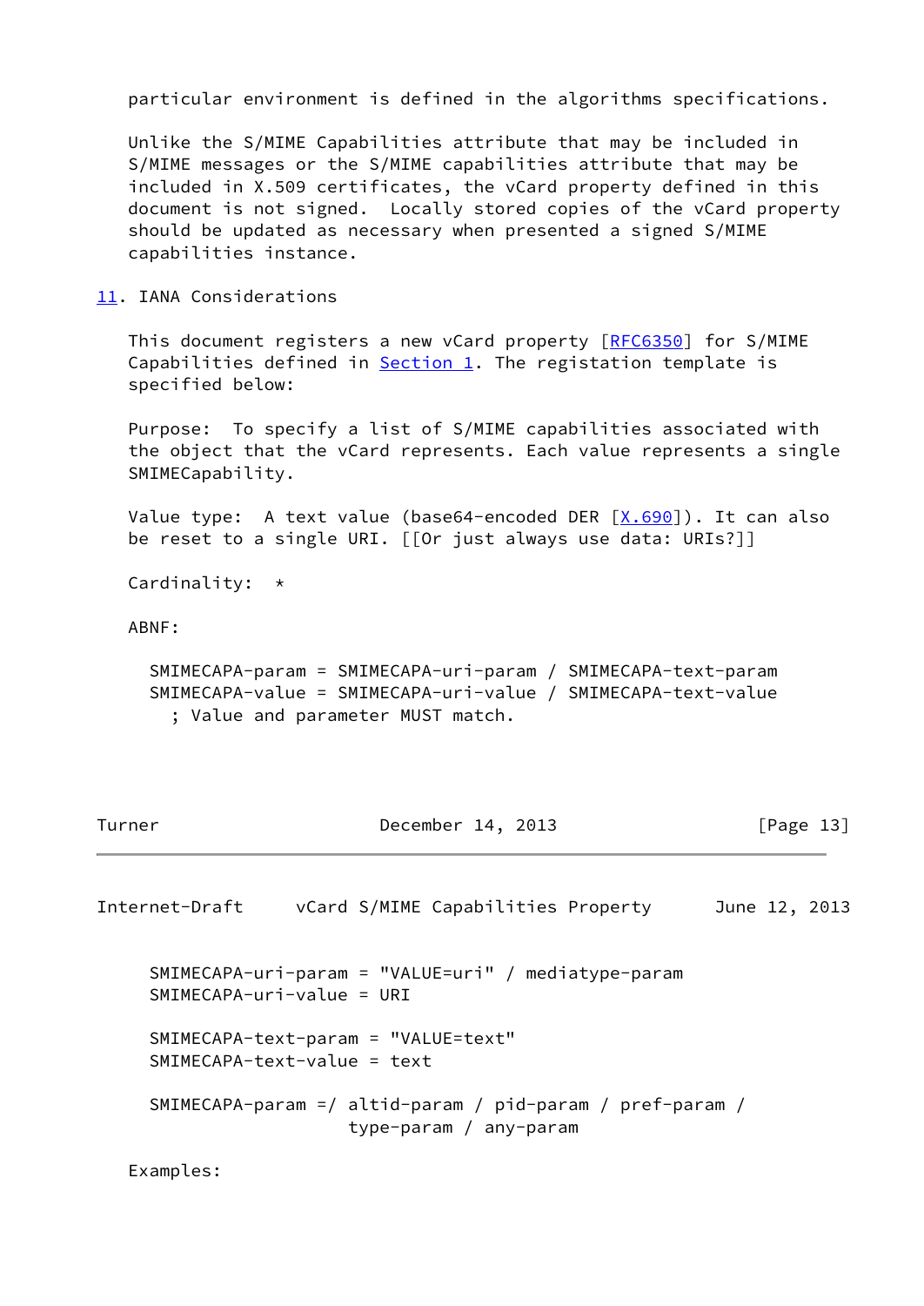particular environment is defined in the algorithms specifications.

Unlike the S/MIME Capabilities attribute that may be included in S/MIME messages or the S/MIME capabilities attribute that may be included in X.509 certificates, the vCard property defined in this document is not signed. Locally stored copies of the vCard property should be updated as necessary when presented a signed S/MIME capabilities instance.

## 11. IANA Considerations

This document registers a new vCard property [RFC6350] for S/MIME Capabilities defined in Section 1. The registation template is specified below:

Purpose: To specify a list of S/MIME capabilities associated with the object that the vCard represents. Each value represents a single SMIMECapability.

Value type: A text value (base64-encoded DER [X.690]). It can also be reset to a single URI. [[Or just always use data: URIs?]]

Cardinality: *

ABNF:

```
  SMIMECAPA-param = SMIMECAPA-uri-param / SMIMECAPA-text-param
  SMIMECAPA-value = SMIMECAPA-uri-value / SMIMECAPA-text-value
    ; Value and parameter MUST match.

  SMIMECAPA-uri-param = "VALUE=uri" / mediatype-param
  SMIMECAPA-uri-value = URI

  SMIMECAPA-text-param = "VALUE=text"
  SMIMECAPA-text-value = text

  SMIMECAPA-param =/ altid-param / pid-param / pref-param /
                     type-param / any-param
```

Examples: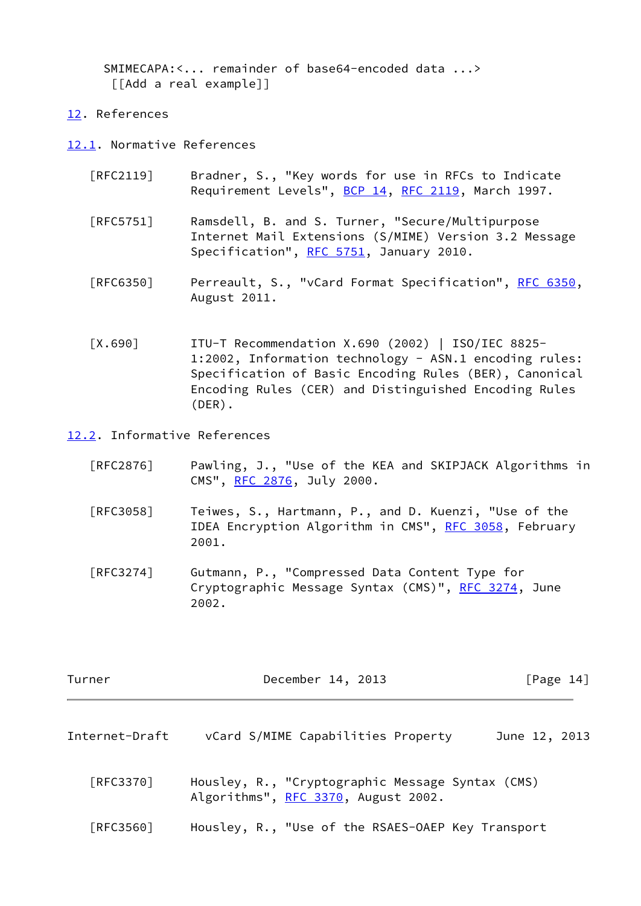```
SMIMECAPA:<... remainder of base64-encoded data ...>
 [[Add a real example]]
```

## 12. References

### 12.1. Normative References

[RFC2119] Bradner, S., "Key words for use in RFCs to Indicate Requirement Levels", BCP 14, RFC 2119, March 1997.

[RFC5751] Ramsdell, B. and S. Turner, "Secure/Multipurpose Internet Mail Extensions (S/MIME) Version 3.2 Message Specification", RFC 5751, January 2010.

[RFC6350] Perreault, S., "vCard Format Specification", RFC 6350, August 2011.

[X.690] ITU-T Recommendation X.690 (2002) | ISO/IEC 8825-1:2002, Information technology - ASN.1 encoding rules: Specification of Basic Encoding Rules (BER), Canonical Encoding Rules (CER) and Distinguished Encoding Rules (DER).

### 12.2. Informative References

[RFC2876] Pawling, J., "Use of the KEA and SKIPJACK Algorithms in CMS", RFC 2876, July 2000.

[RFC3058] Teiwes, S., Hartmann, P., and D. Kuenzi, "Use of the IDEA Encryption Algorithm in CMS", RFC 3058, February 2001.

[RFC3274] Gutmann, P., "Compressed Data Content Type for Cryptographic Message Syntax (CMS)", RFC 3274, June 2002.

[RFC3370] Housley, R., "Cryptographic Message Syntax (CMS) Algorithms", RFC 3370, August 2002.

[RFC3560] Housley, R., "Use of the RSAES-OAEP Key Transport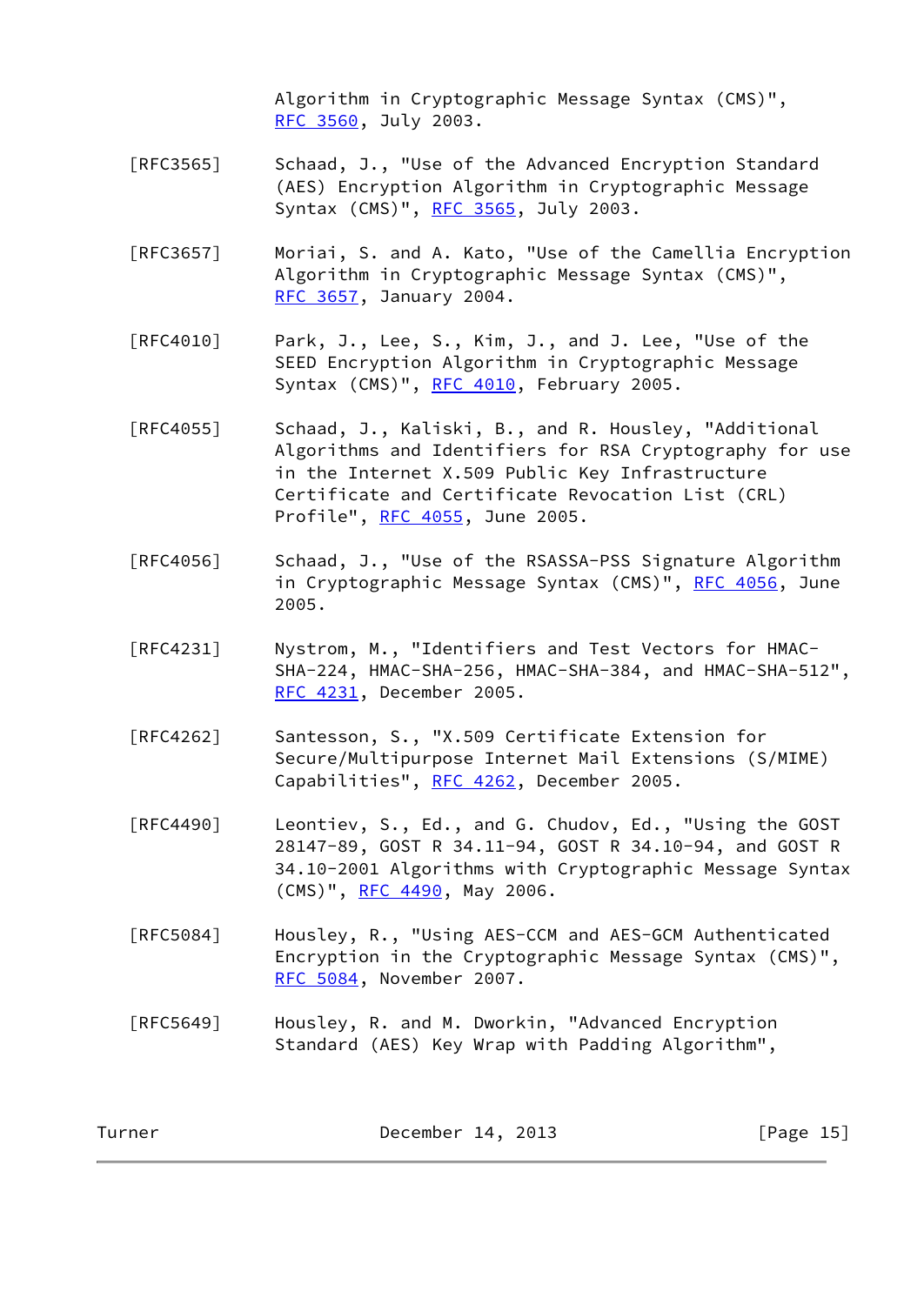Algorithm in Cryptographic Message Syntax (CMS)", RFC 3560, July 2003.

[RFC3565] Schaad, J., "Use of the Advanced Encryption Standard (AES) Encryption Algorithm in Cryptographic Message Syntax (CMS)", RFC 3565, July 2003.

[RFC3657] Moriai, S. and A. Kato, "Use of the Camellia Encryption Algorithm in Cryptographic Message Syntax (CMS)", RFC 3657, January 2004.

[RFC4010] Park, J., Lee, S., Kim, J., and J. Lee, "Use of the SEED Encryption Algorithm in Cryptographic Message Syntax (CMS)", RFC 4010, February 2005.

[RFC4055] Schaad, J., Kaliski, B., and R. Housley, "Additional Algorithms and Identifiers for RSA Cryptography for use in the Internet X.509 Public Key Infrastructure Certificate and Certificate Revocation List (CRL) Profile", RFC 4055, June 2005.

[RFC4056] Schaad, J., "Use of the RSASSA-PSS Signature Algorithm in Cryptographic Message Syntax (CMS)", RFC 4056, June 2005.

[RFC4231] Nystrom, M., "Identifiers and Test Vectors for HMAC-SHA-224, HMAC-SHA-256, HMAC-SHA-384, and HMAC-SHA-512", RFC 4231, December 2005.

[RFC4262] Santesson, S., "X.509 Certificate Extension for Secure/Multipurpose Internet Mail Extensions (S/MIME) Capabilities", RFC 4262, December 2005.

[RFC4490] Leontiev, S., Ed., and G. Chudov, Ed., "Using the GOST 28147-89, GOST R 34.11-94, GOST R 34.10-94, and GOST R 34.10-2001 Algorithms with Cryptographic Message Syntax (CMS)", RFC 4490, May 2006.

[RFC5084] Housley, R., "Using AES-CCM and AES-GCM Authenticated Encryption in the Cryptographic Message Syntax (CMS)", RFC 5084, November 2007.

[RFC5649] Housley, R. and M. Dworkin, "Advanced Encryption Standard (AES) Key Wrap with Padding Algorithm",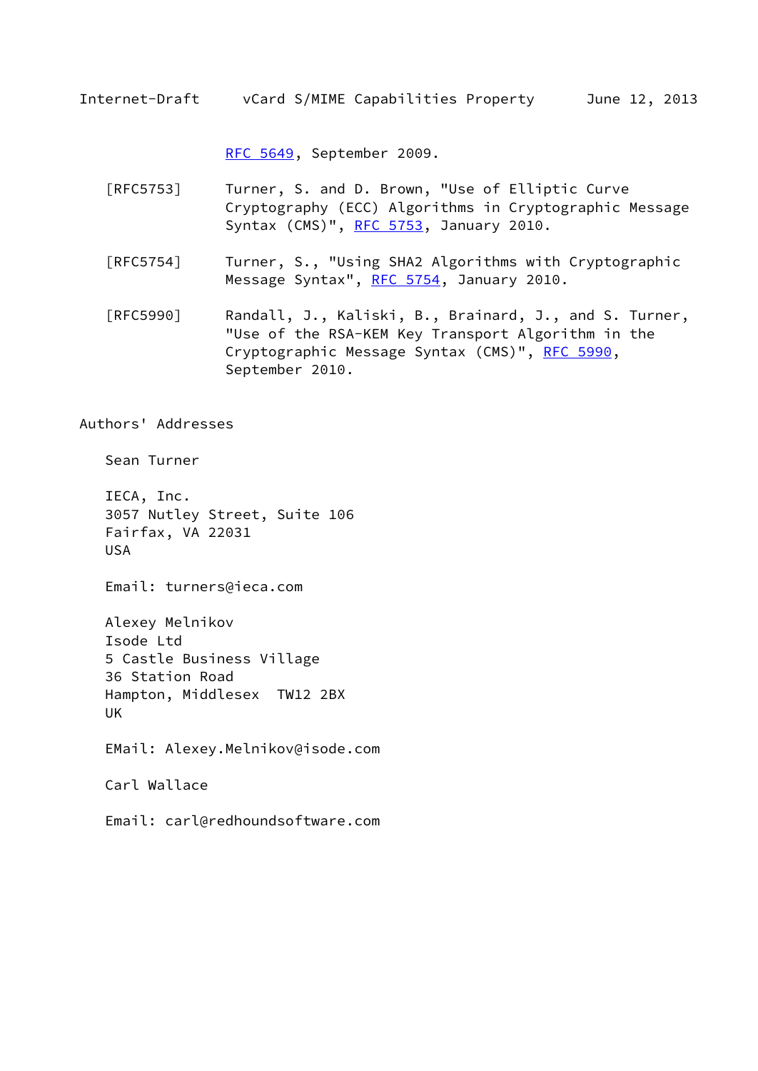RFC 5649, September 2009.

[RFC5753] Turner, S. and D. Brown, "Use of Elliptic Curve Cryptography (ECC) Algorithms in Cryptographic Message Syntax (CMS)", RFC 5753, January 2010.

[RFC5754] Turner, S., "Using SHA2 Algorithms with Cryptographic Message Syntax", RFC 5754, January 2010.

[RFC5990] Randall, J., Kaliski, B., Brainard, J., and S. Turner, "Use of the RSA-KEM Key Transport Algorithm in the Cryptographic Message Syntax (CMS)", RFC 5990, September 2010.

## Authors' Addresses

Sean Turner

IECA, Inc.
3057 Nutley Street, Suite 106
Fairfax, VA 22031
USA

Email: turners@ieca.com

Alexey Melnikov
Isode Ltd
5 Castle Business Village
36 Station Road
Hampton, Middlesex TW12 2BX
UK

EMail: Alexey.Melnikov@isode.com

Carl Wallace

Email: carl@redhoundsoftware.com